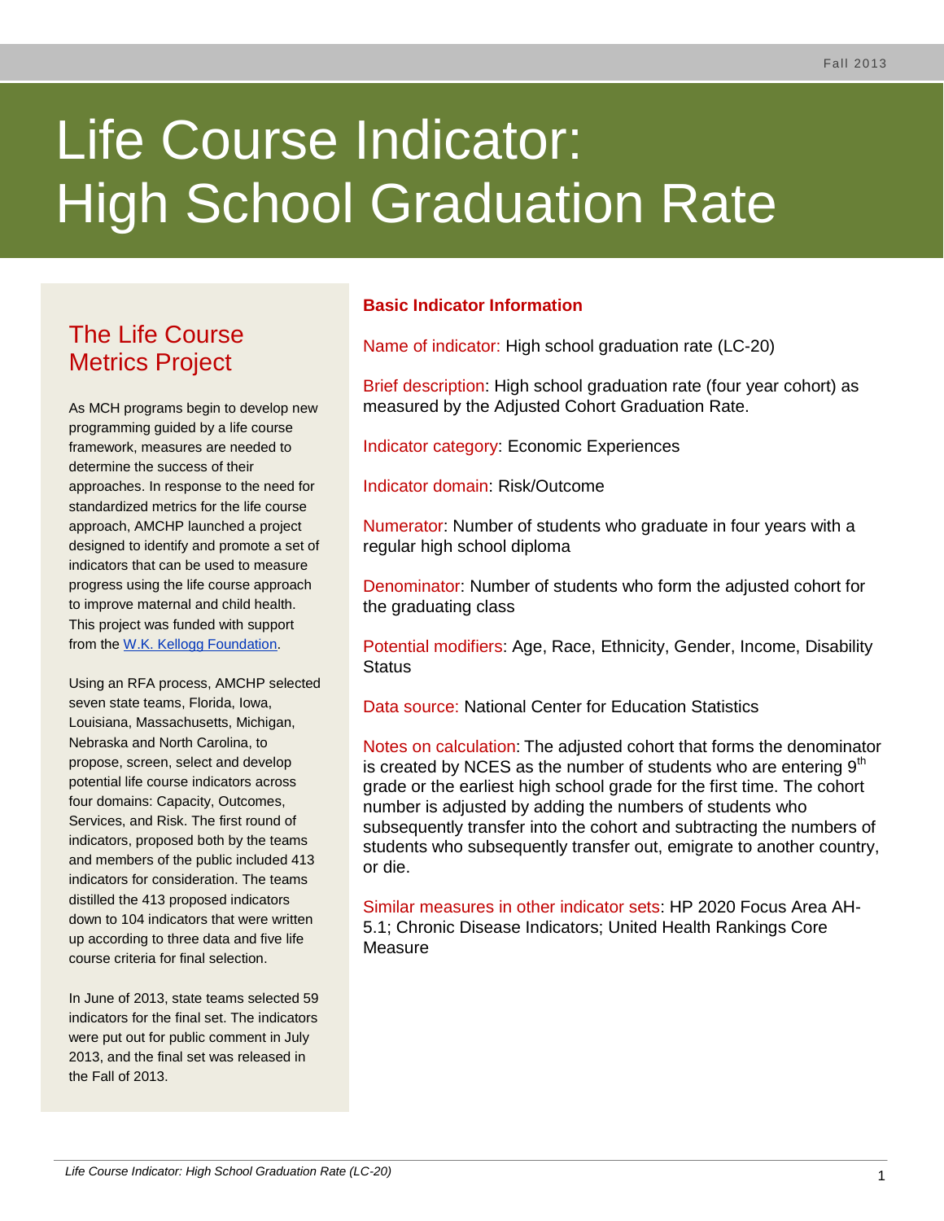Fall 2013

# Life Course Indicator: High School Graduation Rate

## The Life Course Metrics Project

As MCH programs begin to develop new programming guided by a life course framework, measures are needed to determine the success of their approaches. In response to the need for standardized metrics for the life course approach, AMCHP launched a project designed to identify and promote a set of indicators that can be used to measure progress using the life course approach to improve maternal and child health. This project was funded with support from the W.K. Kellogg Foundation.

Using an RFA process, AMCHP selected seven state teams, Florida, Iowa, Louisiana, Massachusetts, Michigan, Nebraska and North Carolina, to propose, screen, select and develop potential life course indicators across four domains: Capacity, Outcomes, Services, and Risk. The first round of indicators, proposed both by the teams and members of the public included 413 indicators for consideration. The teams distilled the 413 proposed indicators down to 104 indicators that were written up according to three data and five life course criteria for final selection.

In June of 2013, state teams selected 59 indicators for the final set. The indicators were put out for public comment in July 2013, and the final set was released in the Fall of 2013.

## Basic Indicator Information

Name of indicator: High school graduation rate (LC-20)

Brief description: High school graduation rate (four year cohort) as measured by the Adjusted Cohort Graduation Rate.

Indicator category: Economic Experiences

Indicator domain: Risk/Outcome

Numerator: Number of students who graduate in four years with a regular high school diploma

Denominator: Number of students who form the adjusted cohort for the graduating class

Potential modifiers: Age, Race, Ethnicity, Gender, Income, Disability Status

Data source: National Center for Education Statistics

Notes on calculation: The adjusted cohort that forms the denominator is created by NCES as the number of students who are entering 9th grade or the earliest high school grade for the first time. The cohort number is adjusted by adding the numbers of students who subsequently transfer into the cohort and subtracting the numbers of students who subsequently transfer out, emigrate to another country, or die.

Similar measures in other indicator sets: HP 2020 Focus Area AH-5.1; Chronic Disease Indicators; United Health Rankings Core Measure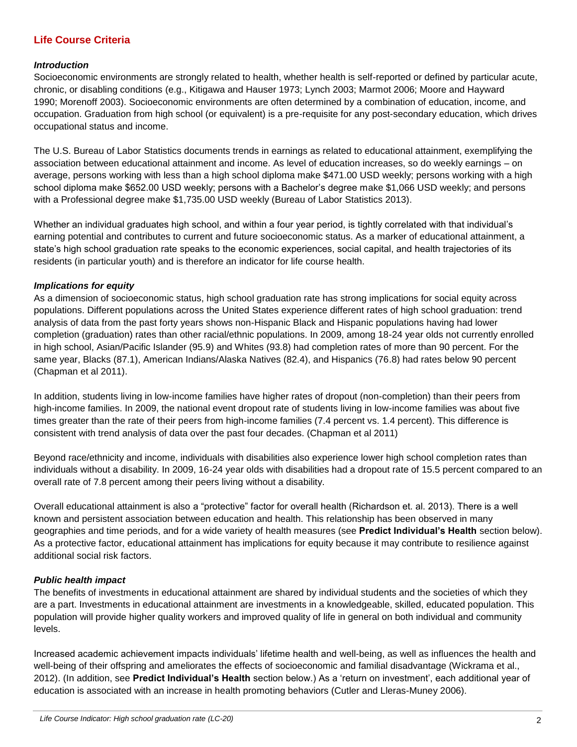## Life Course Criteria

### *Introduction*

Socioeconomic environments are strongly related to health, whether health is self-reported or defined by particular acute, chronic, or disabling conditions (e.g., Kitigawa and Hauser 1973; Lynch 2003; Marmot 2006; Moore and Hayward 1990; Morenoff 2003). Socioeconomic environments are often determined by a combination of education, income, and occupation. Graduation from high school (or equivalent) is a pre-requisite for any post-secondary education, which drives occupational status and income.

The U.S. Bureau of Labor Statistics documents trends in earnings as related to educational attainment, exemplifying the association between educational attainment and income. As level of education increases, so do weekly earnings – on average, persons working with less than a high school diploma make $471.00 USD weekly; persons working with a high school diploma make $652.00 USD weekly; persons with a Bachelor's degree make $1,066 USD weekly; and persons with a Professional degree make $1,735.00 USD weekly (Bureau of Labor Statistics 2013).

Whether an individual graduates high school, and within a four year period, is tightly correlated with that individual's earning potential and contributes to current and future socioeconomic status. As a marker of educational attainment, a state's high school graduation rate speaks to the economic experiences, social capital, and health trajectories of its residents (in particular youth) and is therefore an indicator for life course health.

### *Implications for equity*

As a dimension of socioeconomic status, high school graduation rate has strong implications for social equity across populations. Different populations across the United States experience different rates of high school graduation: trend analysis of data from the past forty years shows non-Hispanic Black and Hispanic populations having had lower completion (graduation) rates than other racial/ethnic populations. In 2009, among 18-24 year olds not currently enrolled in high school, Asian/Pacific Islander (95.9) and Whites (93.8) had completion rates of more than 90 percent. For the same year, Blacks (87.1), American Indians/Alaska Natives (82.4), and Hispanics (76.8) had rates below 90 percent (Chapman et al 2011).

In addition, students living in low-income families have higher rates of dropout (non-completion) than their peers from high-income families. In 2009, the national event dropout rate of students living in low-income families was about five times greater than the rate of their peers from high-income families (7.4 percent vs. 1.4 percent). This difference is consistent with trend analysis of data over the past four decades. (Chapman et al 2011)

Beyond race/ethnicity and income, individuals with disabilities also experience lower high school completion rates than individuals without a disability. In 2009, 16-24 year olds with disabilities had a dropout rate of 15.5 percent compared to an overall rate of 7.8 percent among their peers living without a disability.

Overall educational attainment is also a "protective" factor for overall health (Richardson et. al. 2013). There is a well known and persistent association between education and health. This relationship has been observed in many geographies and time periods, and for a wide variety of health measures (see **Predict Individual's Health** section below). As a protective factor, educational attainment has implications for equity because it may contribute to resilience against additional social risk factors.

### *Public health impact*

The benefits of investments in educational attainment are shared by individual students and the societies of which they are a part. Investments in educational attainment are investments in a knowledgeable, skilled, educated population. This population will provide higher quality workers and improved quality of life in general on both individual and community levels.

Increased academic achievement impacts individuals' lifetime health and well-being, as well as influences the health and well-being of their offspring and ameliorates the effects of socioeconomic and familial disadvantage (Wickrama et al., 2012). (In addition, see **Predict Individual's Health** section below.) As a 'return on investment', each additional year of education is associated with an increase in health promoting behaviors (Cutler and Lleras-Muney 2006).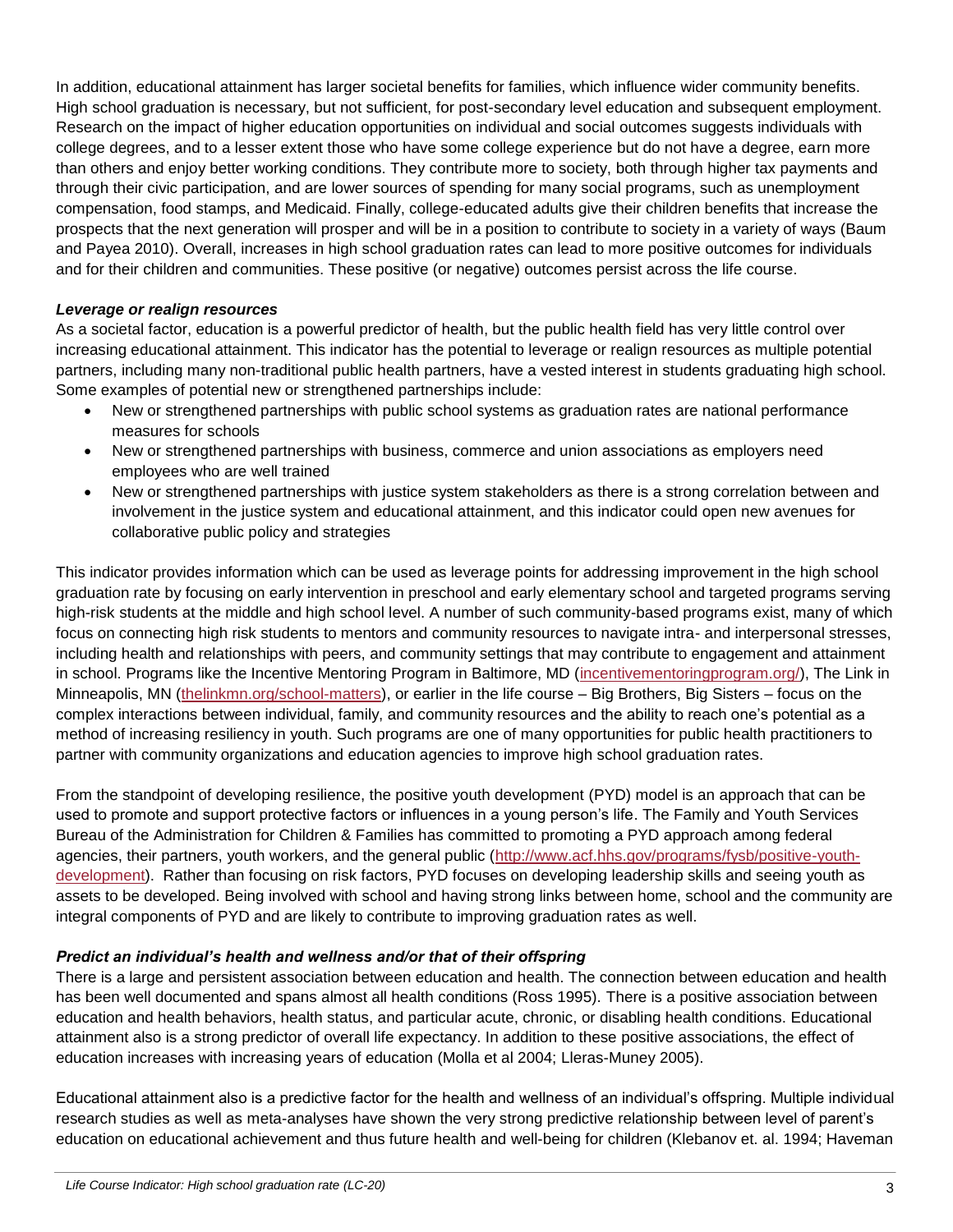In addition, educational attainment has larger societal benefits for families, which influence wider community benefits. High school graduation is necessary, but not sufficient, for post-secondary level education and subsequent employment. Research on the impact of higher education opportunities on individual and social outcomes suggests individuals with college degrees, and to a lesser extent those who have some college experience but do not have a degree, earn more than others and enjoy better working conditions. They contribute more to society, both through higher tax payments and through their civic participation, and are lower sources of spending for many social programs, such as unemployment compensation, food stamps, and Medicaid. Finally, college-educated adults give their children benefits that increase the prospects that the next generation will prosper and will be in a position to contribute to society in a variety of ways (Baum and Payea 2010). Overall, increases in high school graduation rates can lead to more positive outcomes for individuals and for their children and communities. These positive (or negative) outcomes persist across the life course.

### *Leverage or realign resources*

As a societal factor, education is a powerful predictor of health, but the public health field has very little control over increasing educational attainment. This indicator has the potential to leverage or realign resources as multiple potential partners, including many non-traditional public health partners, have a vested interest in students graduating high school. Some examples of potential new or strengthened partnerships include:

- New or strengthened partnerships with public school systems as graduation rates are national performance measures for schools
- New or strengthened partnerships with business, commerce and union associations as employers need employees who are well trained
- New or strengthened partnerships with justice system stakeholders as there is a strong correlation between and involvement in the justice system and educational attainment, and this indicator could open new avenues for collaborative public policy and strategies

This indicator provides information which can be used as leverage points for addressing improvement in the high school graduation rate by focusing on early intervention in preschool and early elementary school and targeted programs serving high-risk students at the middle and high school level. A number of such community-based programs exist, many of which focus on connecting high risk students to mentors and community resources to navigate intra- and interpersonal stresses, including health and relationships with peers, and community settings that may contribute to engagement and attainment in school. Programs like the Incentive Mentoring Program in Baltimore, MD (incentivementoringprogram.org/), The Link in Minneapolis, MN (thelinkmn.org/school-matters), or earlier in the life course – Big Brothers, Big Sisters – focus on the complex interactions between individual, family, and community resources and the ability to reach one's potential as a method of increasing resiliency in youth. Such programs are one of many opportunities for public health practitioners to partner with community organizations and education agencies to improve high school graduation rates.

From the standpoint of developing resilience, the positive youth development (PYD) model is an approach that can be used to promote and support protective factors or influences in a young person's life. The Family and Youth Services Bureau of the Administration for Children & Families has committed to promoting a PYD approach among federal agencies, their partners, youth workers, and the general public (http://www.acf.hhs.gov/programs/fysb/positive-youth-development). Rather than focusing on risk factors, PYD focuses on developing leadership skills and seeing youth as assets to be developed. Being involved with school and having strong links between home, school and the community are integral components of PYD and are likely to contribute to improving graduation rates as well.

### *Predict an individual's health and wellness and/or that of their offspring*

There is a large and persistent association between education and health. The connection between education and health has been well documented and spans almost all health conditions (Ross 1995). There is a positive association between education and health behaviors, health status, and particular acute, chronic, or disabling health conditions. Educational attainment also is a strong predictor of overall life expectancy. In addition to these positive associations, the effect of education increases with increasing years of education (Molla et al 2004; Lleras-Muney 2005).

Educational attainment also is a predictive factor for the health and wellness of an individual's offspring. Multiple individual research studies as well as meta-analyses have shown the very strong predictive relationship between level of parent's education on educational achievement and thus future health and well-being for children (Klebanov et. al. 1994; Haveman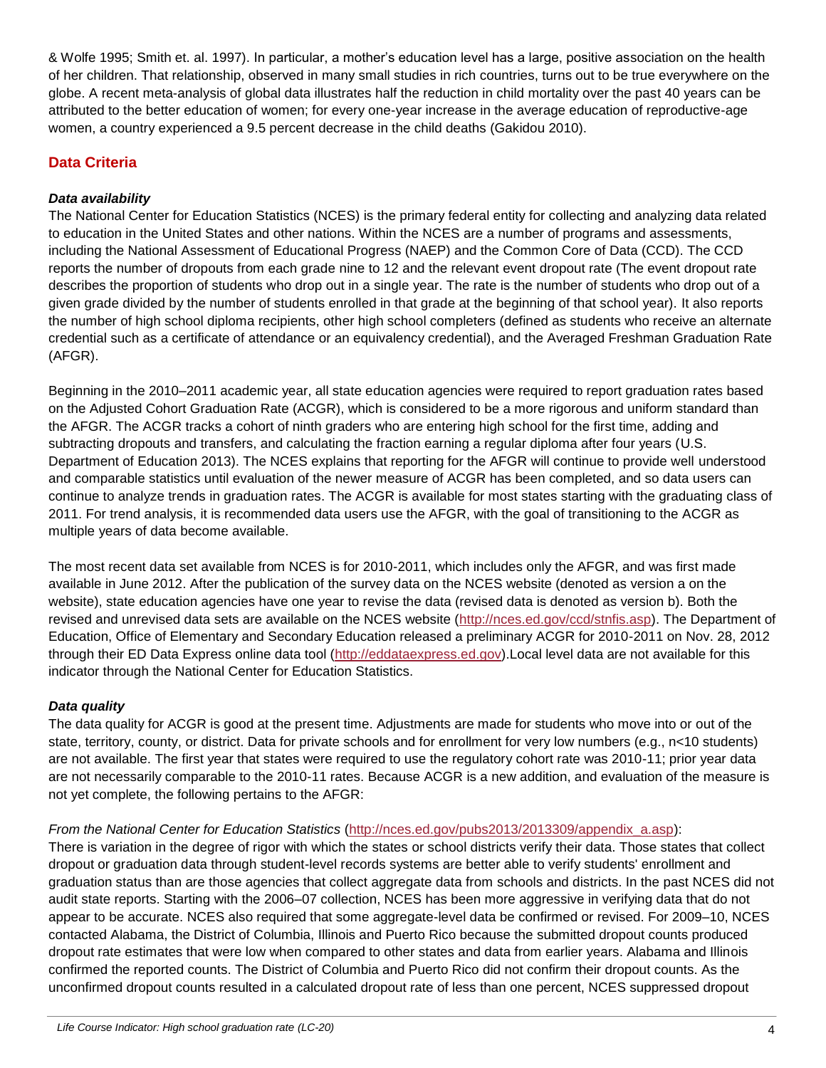& Wolfe 1995; Smith et. al. 1997). In particular, a mother's education level has a large, positive association on the health of her children. That relationship, observed in many small studies in rich countries, turns out to be true everywhere on the globe. A recent meta-analysis of global data illustrates half the reduction in child mortality over the past 40 years can be attributed to the better education of women; for every one-year increase in the average education of reproductive-age women, a country experienced a 9.5 percent decrease in the child deaths (Gakidou 2010).

## Data Criteria

### *Data availability*

The National Center for Education Statistics (NCES) is the primary federal entity for collecting and analyzing data related to education in the United States and other nations. Within the NCES are a number of programs and assessments, including the National Assessment of Educational Progress (NAEP) and the Common Core of Data (CCD). The CCD reports the number of dropouts from each grade nine to 12 and the relevant event dropout rate (The event dropout rate describes the proportion of students who drop out in a single year. The rate is the number of students who drop out of a given grade divided by the number of students enrolled in that grade at the beginning of that school year). It also reports the number of high school diploma recipients, other high school completers (defined as students who receive an alternate credential such as a certificate of attendance or an equivalency credential), and the Averaged Freshman Graduation Rate (AFGR).

Beginning in the 2010–2011 academic year, all state education agencies were required to report graduation rates based on the Adjusted Cohort Graduation Rate (ACGR), which is considered to be a more rigorous and uniform standard than the AFGR. The ACGR tracks a cohort of ninth graders who are entering high school for the first time, adding and subtracting dropouts and transfers, and calculating the fraction earning a regular diploma after four years (U.S. Department of Education 2013). The NCES explains that reporting for the AFGR will continue to provide well understood and comparable statistics until evaluation of the newer measure of ACGR has been completed, and so data users can continue to analyze trends in graduation rates. The ACGR is available for most states starting with the graduating class of 2011. For trend analysis, it is recommended data users use the AFGR, with the goal of transitioning to the ACGR as multiple years of data become available.

The most recent data set available from NCES is for 2010-2011, which includes only the AFGR, and was first made available in June 2012. After the publication of the survey data on the NCES website (denoted as version a on the website), state education agencies have one year to revise the data (revised data is denoted as version b). Both the revised and unrevised data sets are available on the NCES website (http://nces.ed.gov/ccd/stnfis.asp). The Department of Education, Office of Elementary and Secondary Education released a preliminary ACGR for 2010-2011 on Nov. 28, 2012 through their ED Data Express online data tool (http://eddataexpress.ed.gov).Local level data are not available for this indicator through the National Center for Education Statistics.

### *Data quality*

The data quality for ACGR is good at the present time. Adjustments are made for students who move into or out of the state, territory, county, or district. Data for private schools and for enrollment for very low numbers (e.g., n<10 students) are not available. The first year that states were required to use the regulatory cohort rate was 2010-11; prior year data are not necessarily comparable to the 2010-11 rates. Because ACGR is a new addition, and evaluation of the measure is not yet complete, the following pertains to the AFGR:

*From the National Center for Education Statistics* (http://nces.ed.gov/pubs2013/2013309/appendix_a.asp):
There is variation in the degree of rigor with which the states or school districts verify their data. Those states that collect dropout or graduation data through student-level records systems are better able to verify students' enrollment and graduation status than are those agencies that collect aggregate data from schools and districts. In the past NCES did not audit state reports. Starting with the 2006–07 collection, NCES has been more aggressive in verifying data that do not appear to be accurate. NCES also required that some aggregate-level data be confirmed or revised. For 2009–10, NCES contacted Alabama, the District of Columbia, Illinois and Puerto Rico because the submitted dropout counts produced dropout rate estimates that were low when compared to other states and data from earlier years. Alabama and Illinois confirmed the reported counts. The District of Columbia and Puerto Rico did not confirm their dropout counts. As the unconfirmed dropout counts resulted in a calculated dropout rate of less than one percent, NCES suppressed dropout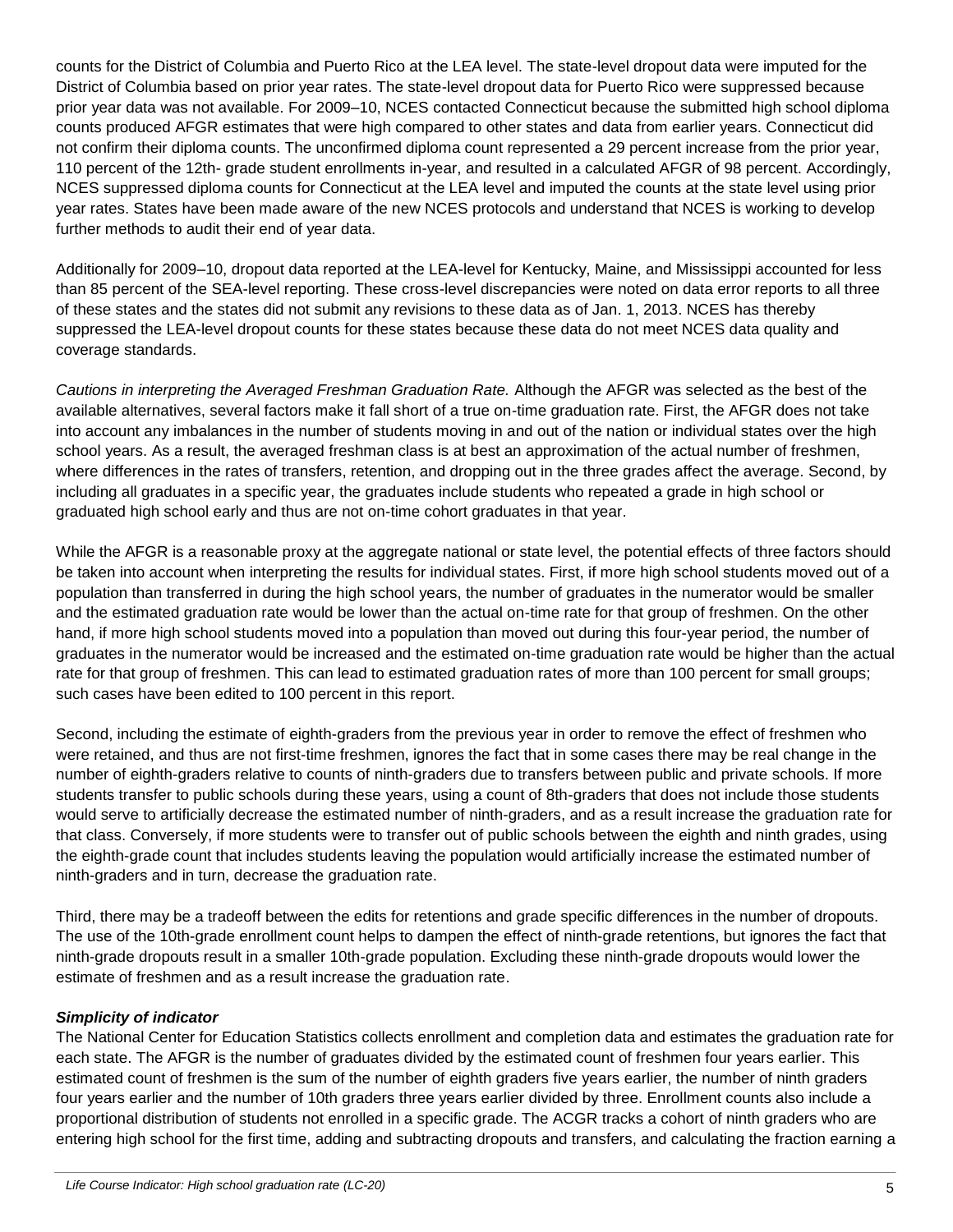counts for the District of Columbia and Puerto Rico at the LEA level. The state-level dropout data were imputed for the District of Columbia based on prior year rates. The state-level dropout data for Puerto Rico were suppressed because prior year data was not available. For 2009–10, NCES contacted Connecticut because the submitted high school diploma counts produced AFGR estimates that were high compared to other states and data from earlier years. Connecticut did not confirm their diploma counts. The unconfirmed diploma count represented a 29 percent increase from the prior year, 110 percent of the 12th- grade student enrollments in-year, and resulted in a calculated AFGR of 98 percent. Accordingly, NCES suppressed diploma counts for Connecticut at the LEA level and imputed the counts at the state level using prior year rates. States have been made aware of the new NCES protocols and understand that NCES is working to develop further methods to audit their end of year data.

Additionally for 2009–10, dropout data reported at the LEA-level for Kentucky, Maine, and Mississippi accounted for less than 85 percent of the SEA-level reporting. These cross-level discrepancies were noted on data error reports to all three of these states and the states did not submit any revisions to these data as of Jan. 1, 2013. NCES has thereby suppressed the LEA-level dropout counts for these states because these data do not meet NCES data quality and coverage standards.

*Cautions in interpreting the Averaged Freshman Graduation Rate.* Although the AFGR was selected as the best of the available alternatives, several factors make it fall short of a true on-time graduation rate. First, the AFGR does not take into account any imbalances in the number of students moving in and out of the nation or individual states over the high school years. As a result, the averaged freshman class is at best an approximation of the actual number of freshmen, where differences in the rates of transfers, retention, and dropping out in the three grades affect the average. Second, by including all graduates in a specific year, the graduates include students who repeated a grade in high school or graduated high school early and thus are not on-time cohort graduates in that year.

While the AFGR is a reasonable proxy at the aggregate national or state level, the potential effects of three factors should be taken into account when interpreting the results for individual states. First, if more high school students moved out of a population than transferred in during the high school years, the number of graduates in the numerator would be smaller and the estimated graduation rate would be lower than the actual on-time rate for that group of freshmen. On the other hand, if more high school students moved into a population than moved out during this four-year period, the number of graduates in the numerator would be increased and the estimated on-time graduation rate would be higher than the actual rate for that group of freshmen. This can lead to estimated graduation rates of more than 100 percent for small groups; such cases have been edited to 100 percent in this report.

Second, including the estimate of eighth-graders from the previous year in order to remove the effect of freshmen who were retained, and thus are not first-time freshmen, ignores the fact that in some cases there may be real change in the number of eighth-graders relative to counts of ninth-graders due to transfers between public and private schools. If more students transfer to public schools during these years, using a count of 8th-graders that does not include those students would serve to artificially decrease the estimated number of ninth-graders, and as a result increase the graduation rate for that class. Conversely, if more students were to transfer out of public schools between the eighth and ninth grades, using the eighth-grade count that includes students leaving the population would artificially increase the estimated number of ninth-graders and in turn, decrease the graduation rate.

Third, there may be a tradeoff between the edits for retentions and grade specific differences in the number of dropouts. The use of the 10th-grade enrollment count helps to dampen the effect of ninth-grade retentions, but ignores the fact that ninth-grade dropouts result in a smaller 10th-grade population. Excluding these ninth-grade dropouts would lower the estimate of freshmen and as a result increase the graduation rate.

***Simplicity of indicator***

The National Center for Education Statistics collects enrollment and completion data and estimates the graduation rate for each state. The AFGR is the number of graduates divided by the estimated count of freshmen four years earlier. This estimated count of freshmen is the sum of the number of eighth graders five years earlier, the number of ninth graders four years earlier and the number of 10th graders three years earlier divided by three. Enrollment counts also include a proportional distribution of students not enrolled in a specific grade. The ACGR tracks a cohort of ninth graders who are entering high school for the first time, adding and subtracting dropouts and transfers, and calculating the fraction earning a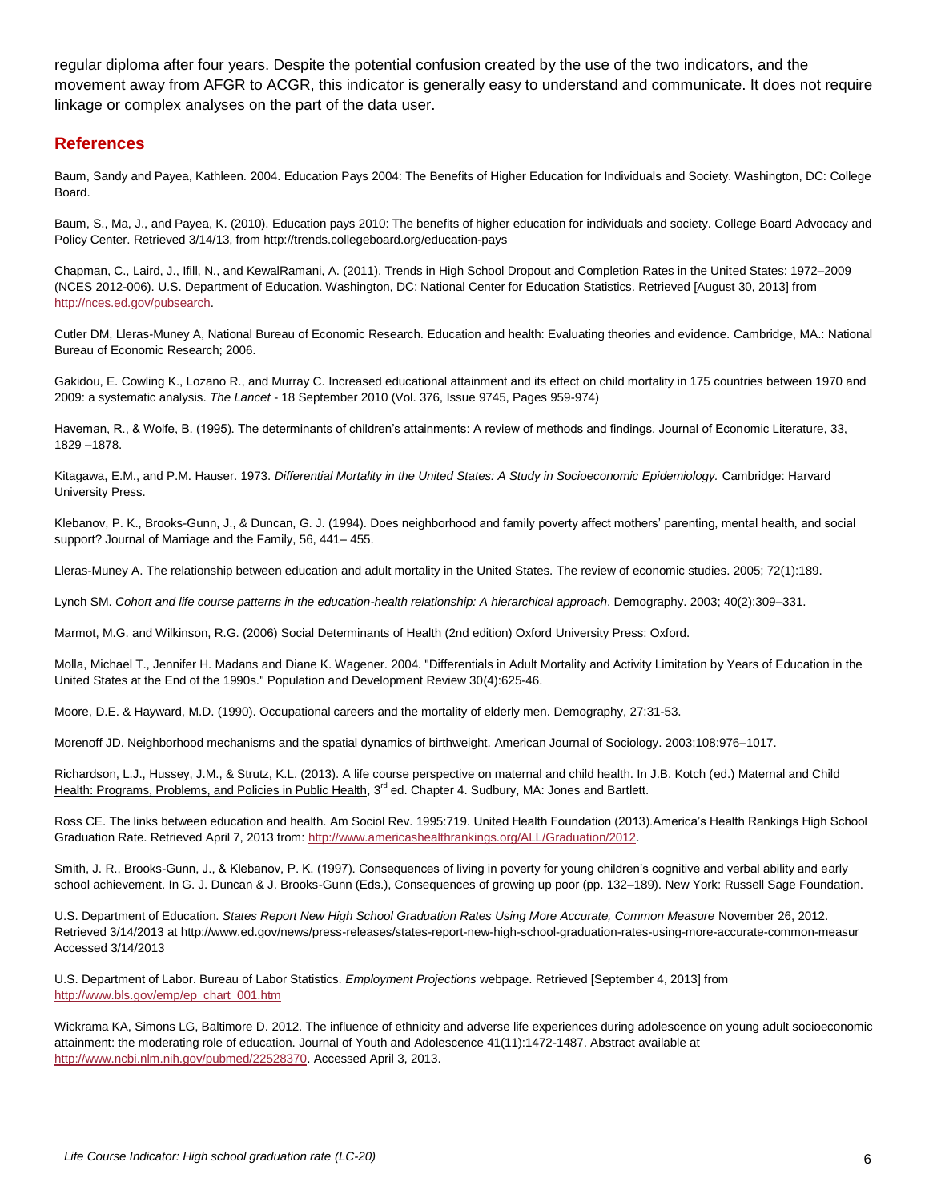regular diploma after four years. Despite the potential confusion created by the use of the two indicators, and the movement away from AFGR to ACGR, this indicator is generally easy to understand and communicate. It does not require linkage or complex analyses on the part of the data user.

## References

Baum, Sandy and Payea, Kathleen. 2004. Education Pays 2004: The Benefits of Higher Education for Individuals and Society. Washington, DC: College Board.

Baum, S., Ma, J., and Payea, K. (2010). Education pays 2010: The benefits of higher education for individuals and society. College Board Advocacy and Policy Center. Retrieved 3/14/13, from http://trends.collegeboard.org/education-pays

Chapman, C., Laird, J., Ifill, N., and KewalRamani, A. (2011). Trends in High School Dropout and Completion Rates in the United States: 1972–2009 (NCES 2012-006). U.S. Department of Education. Washington, DC: National Center for Education Statistics. Retrieved [August 30, 2013] from http://nces.ed.gov/pubsearch.

Cutler DM, Lleras-Muney A, National Bureau of Economic Research. Education and health: Evaluating theories and evidence. Cambridge, MA.: National Bureau of Economic Research; 2006.

Gakidou, E. Cowling K., Lozano R., and Murray C. Increased educational attainment and its effect on child mortality in 175 countries between 1970 and 2009: a systematic analysis. *The Lancet* - 18 September 2010 (Vol. 376, Issue 9745, Pages 959-974)

Haveman, R., & Wolfe, B. (1995). The determinants of children's attainments: A review of methods and findings. Journal of Economic Literature, 33, 1829 –1878.

Kitagawa, E.M., and P.M. Hauser. 1973. *Differential Mortality in the United States: A Study in Socioeconomic Epidemiology.* Cambridge: Harvard University Press.

Klebanov, P. K., Brooks-Gunn, J., & Duncan, G. J. (1994). Does neighborhood and family poverty affect mothers' parenting, mental health, and social support? Journal of Marriage and the Family, 56, 441– 455.

Lleras-Muney A. The relationship between education and adult mortality in the United States. The review of economic studies. 2005; 72(1):189.

Lynch SM. *Cohort and life course patterns in the education-health relationship: A hierarchical approach*. Demography. 2003; 40(2):309–331.

Marmot, M.G. and Wilkinson, R.G. (2006) Social Determinants of Health (2nd edition) Oxford University Press: Oxford.

Molla, Michael T., Jennifer H. Madans and Diane K. Wagener. 2004. "Differentials in Adult Mortality and Activity Limitation by Years of Education in the United States at the End of the 1990s." Population and Development Review 30(4):625-46.

Moore, D.E. & Hayward, M.D. (1990). Occupational careers and the mortality of elderly men. Demography, 27:31-53.

Morenoff JD. Neighborhood mechanisms and the spatial dynamics of birthweight. American Journal of Sociology. 2003;108:976–1017.

Richardson, L.J., Hussey, J.M., & Strutz, K.L. (2013). A life course perspective on maternal and child health. In J.B. Kotch (ed.) Maternal and Child Health: Programs, Problems, and Policies in Public Health, 3rd ed. Chapter 4. Sudbury, MA: Jones and Bartlett.

Ross CE. The links between education and health. Am Sociol Rev. 1995:719. United Health Foundation (2013).America's Health Rankings High School Graduation Rate. Retrieved April 7, 2013 from: http://www.americashealthrankings.org/ALL/Graduation/2012.

Smith, J. R., Brooks-Gunn, J., & Klebanov, P. K. (1997). Consequences of living in poverty for young children's cognitive and verbal ability and early school achievement. In G. J. Duncan & J. Brooks-Gunn (Eds.), Consequences of growing up poor (pp. 132–189). New York: Russell Sage Foundation.

U.S. Department of Education. *States Report New High School Graduation Rates Using More Accurate, Common Measure* November 26, 2012. Retrieved 3/14/2013 at http://www.ed.gov/news/press-releases/states-report-new-high-school-graduation-rates-using-more-accurate-common-measur Accessed 3/14/2013

U.S. Department of Labor. Bureau of Labor Statistics. *Employment Projections* webpage. Retrieved [September 4, 2013] from http://www.bls.gov/emp/ep_chart_001.htm

Wickrama KA, Simons LG, Baltimore D. 2012. The influence of ethnicity and adverse life experiences during adolescence on young adult socioeconomic attainment: the moderating role of education. Journal of Youth and Adolescence 41(11):1472-1487. Abstract available at http://www.ncbi.nlm.nih.gov/pubmed/22528370. Accessed April 3, 2013.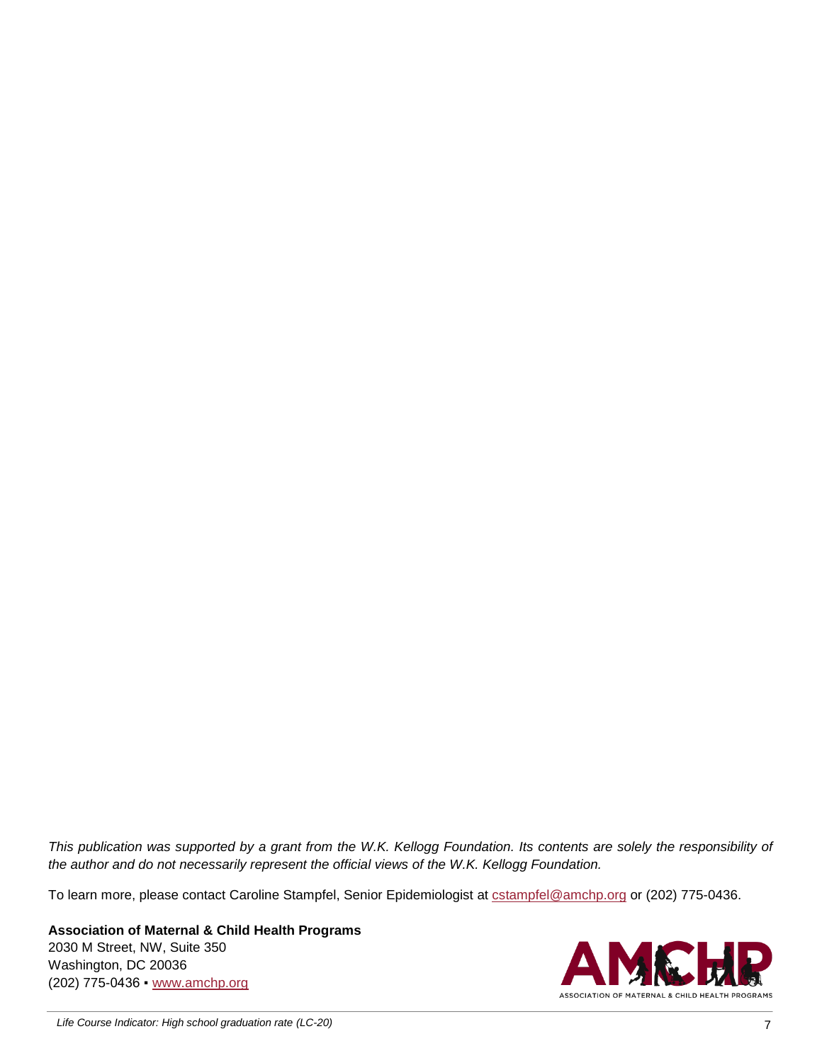*This publication was supported by a grant from the W.K. Kellogg Foundation. Its contents are solely the responsibility of the author and do not necessarily represent the official views of the W.K. Kellogg Foundation.*

To learn more, please contact Caroline Stampfel, Senior Epidemiologist at cstampfel@amchp.org or (202) 775-0436.

**Association of Maternal & Child Health Programs**
2030 M Street, NW, Suite 350
Washington, DC 20036
(202) 775-0436 ▪ www.amchp.org

AMCHP
ASSOCIATION OF MATERNAL & CHILD HEALTH PROGRAMS